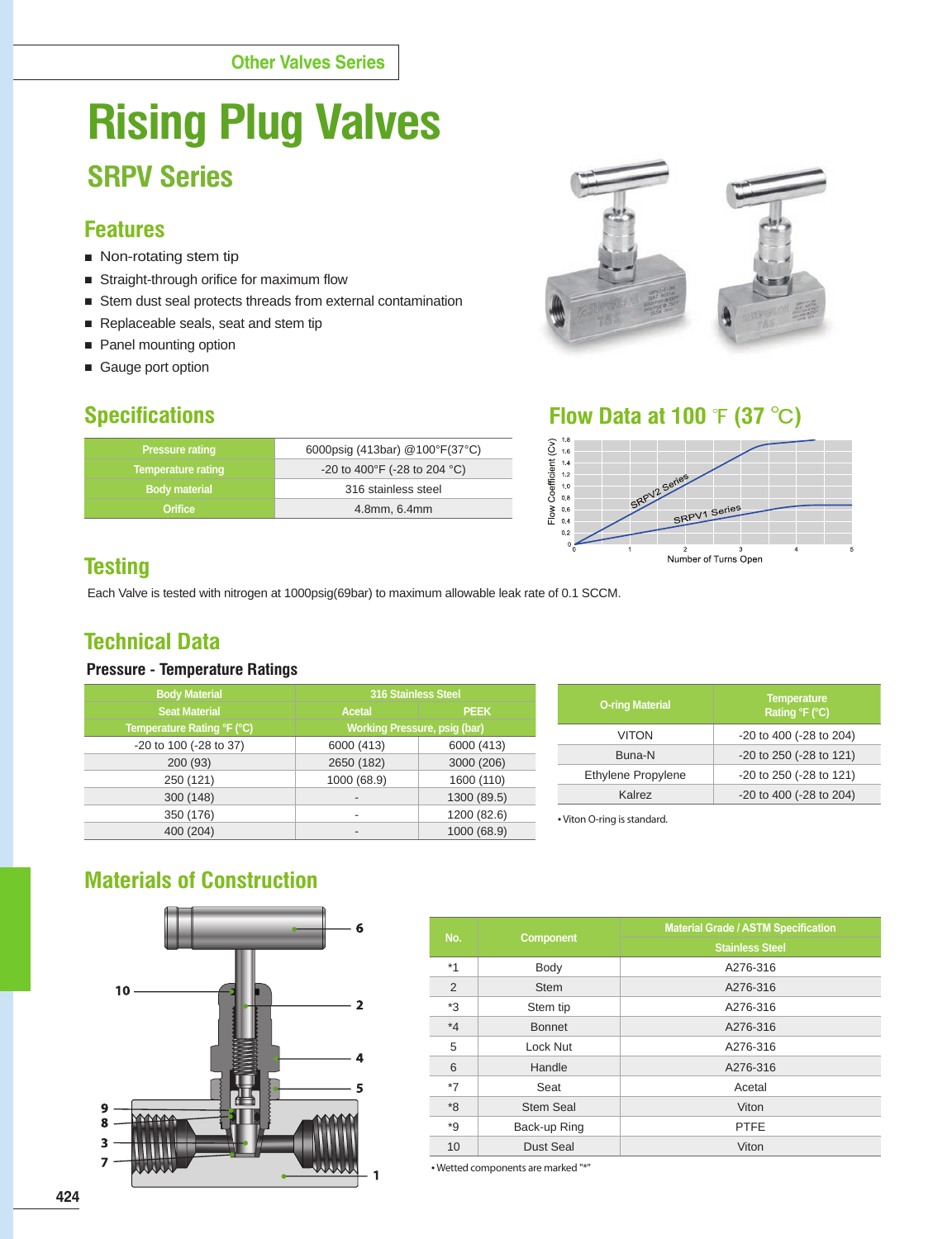Other Valves Series

# Rising Plug Valves

## SRPV Series

### Features

- Non-rotating stem tip
- Straight-through orifice for maximum flow
- Stem dust seal protects threads from external contamination
- Replaceable seals, seat and stem tip
- Panel mounting option
- Gauge port option

### Specifications

| Pressure rating | 6000psig (413bar) @100°F(37°C) |
|---|---|
| Temperature rating | -20 to 400°F (-28 to 204 °C) |
| Body material | 316 stainless steel |
| Orifice | 4.8mm, 6.4mm |

### Flow Data at 100 ℉ (37 ℃)

### Testing

Each Valve is tested with nitrogen at 1000psig(69bar) to maximum allowable leak rate of 0.1 SCCM.

### Technical Data

#### Pressure - Temperature Ratings

| Body Material | 316 Stainless Steel | |
|---|---|---|
| Seat Material | Acetal | PEEK |
| Temperature Rating °F (°C) | Working Pressure, psig (bar) | |
| -20 to 100 (-28 to 37) | 6000 (413) | 6000 (413) |
| 200 (93) | 2650 (182) | 3000 (206) |
| 250 (121) | 1000 (68.9) | 1600 (110) |
| 300 (148) | - | 1300 (89.5) |
| 350 (176) | - | 1200 (82.6) |
| 400 (204) | - | 1000 (68.9) |

| O-ring Material | Temperature Rating °F (°C) |
|---|---|
| VITON | -20 to 400 (-28 to 204) |
| Buna-N | -20 to 250 (-28 to 121) |
| Ethylene Propylene | -20 to 250 (-28 to 121) |
| Kalrez | -20 to 400 (-28 to 204) |

• Viton O-ring is standard.

### Materials of Construction

| No. | Component | Material Grade / ASTM Specification |
|---|---|---|
| | | Stainless Steel |
| *1 | Body | A276-316 |
| 2 | Stem | A276-316 |
| *3 | Stem tip | A276-316 |
| *4 | Bonnet | A276-316 |
| 5 | Lock Nut | A276-316 |
| 6 | Handle | A276-316 |
| *7 | Seat | Acetal |
| *8 | Stem Seal | Viton |
| *9 | Back-up Ring | PTFE |
| 10 | Dust Seal | Viton |

• Wetted components are marked "*"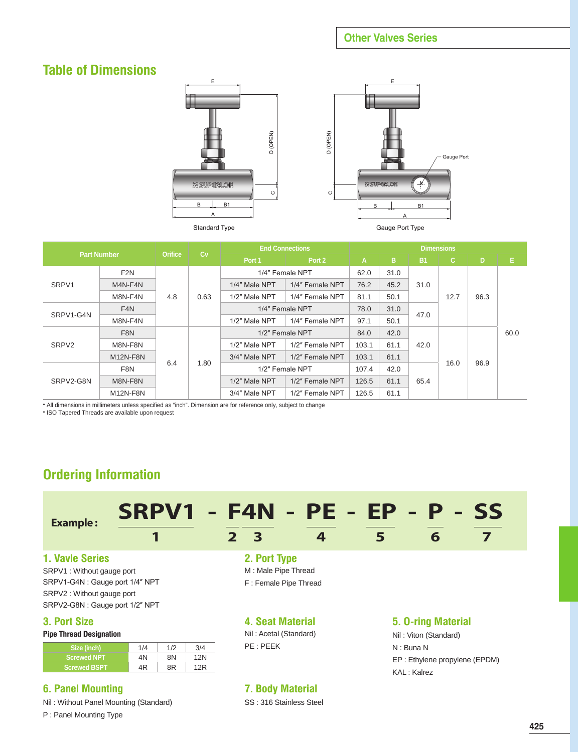## Table of Dimensions

Standard Type

Gauge Port Type

| Part Number | | Orifice | Cv | End Connections | | Dimensions | | | | | |
|---|---|---|---|---|---|---|---|---|---|---|---|
| | | | | Port 1 | Port 2 | A | B | B1 | C | D | E |
| SRPV1 | F2N | 4.8 | 0.63 | 1/4″ Female NPT | | 62.0 | 31.0 | 31.0 | 12.7 | 96.3 | 60.0 |
| | M4N-F4N | | | 1/4″ Male NPT | 1/4″ Female NPT | 76.2 | 45.2 | | | | |
| | M8N-F4N | | | 1/2″ Male NPT | 1/4″ Female NPT | 81.1 | 50.1 | | | | |
| SRPV1-G4N | F4N | | | 1/4″ Female NPT | | 78.0 | 31.0 | 47.0 | | | |
| | M8N-F4N | | | 1/2″ Male NPT | 1/4″ Female NPT | 97.1 | 50.1 | | | | |
| SRPV2 | F8N | 6.4 | 1.80 | 1/2″ Female NPT | | 84.0 | 42.0 | 42.0 | 16.0 | 96.9 | |
| | M8N-F8N | | | 1/2″ Male NPT | 1/2″ Female NPT | 103.1 | 61.1 | | | | |
| | M12N-F8N | | | 3/4″ Male NPT | 1/2″ Female NPT | 103.1 | 61.1 | | | | |
| SRPV2-G8N | F8N | | | 1/2″ Female NPT | | 107.4 | 42.0 | 65.4 | | | |
| | M8N-F8N | | | 1/2″ Male NPT | 1/2″ Female NPT | 126.5 | 61.1 | | | | |
| | M12N-F8N | | | 3/4″ Male NPT | 1/2″ Female NPT | 126.5 | 61.1 | | | | |

- All dimensions in millimeters unless specified as "inch". Dimension are for reference only, subject to change
- ISO Tapered Threads are available upon request

## Ordering Information

**Example :** SRPV1 - F4N - PE - EP - P - SS

(SRPV1 = 1, F = 2, 4N = 3, PE = 4, EP = 5, P = 6, SS = 7)

### 1. Vavle Series

SRPV1 : Without gauge port
SRPV1-G4N : Gauge port 1/4″ NPT
SRPV2 : Without gauge port
SRPV2-G8N : Gauge port 1/2″ NPT

### 2. Port Type

M : Male Pipe Thread
F : Female Pipe Thread

### 3. Port Size

**Pipe Thread Designation**

| Size (inch) | 1/4 | 1/2 | 3/4 |
|---|---|---|---|
| Screwed NPT | 4N | 8N | 12N |
| Screwed BSPT | 4R | 8R | 12R |

### 4. Seat Material

Nil : Acetal (Standard)
PE : PEEK

### 5. O-ring Material

Nil : Viton (Standard)
N : Buna N
EP : Ethylene propylene (EPDM)
KAL : Kalrez

### 6. Panel Mounting

Nil : Without Panel Mounting (Standard)
P : Panel Mounting Type

### 7. Body Material

SS : 316 Stainless Steel